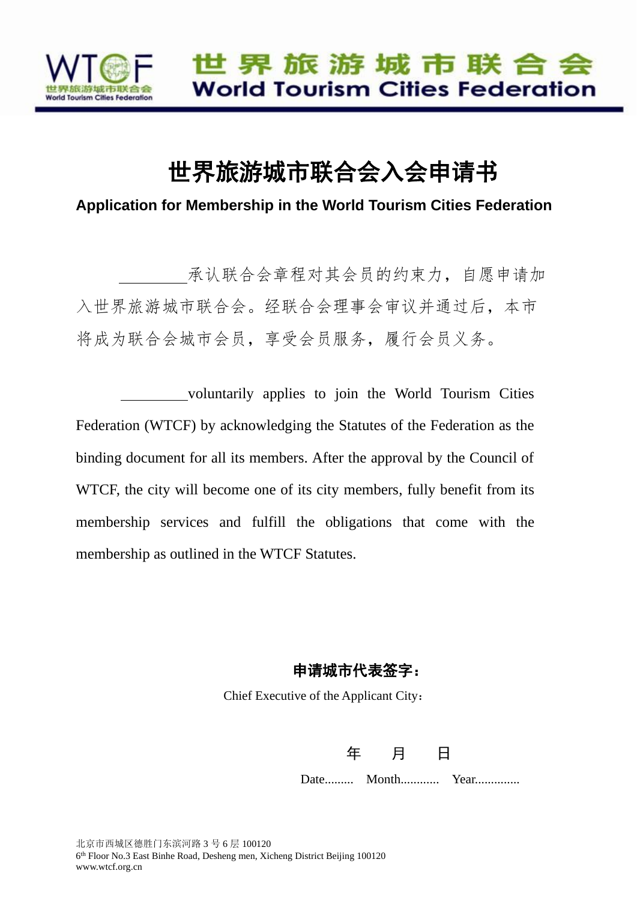世界旅游城市联合会
World Tourism Cities Federation

# 世界旅游城市联合会入会申请书

**Application for Membership in the World Tourism Cities Federation**

_________承认联合会章程对其会员的约束力，自愿申请加入世界旅游城市联合会。经联合会理事会审议并通过后，本市将成为联合会城市会员，享受会员服务，履行会员义务。

_________voluntarily applies to join the World Tourism Cities Federation (WTCF) by acknowledging the Statutes of the Federation as the binding document for all its members. After the approval by the Council of WTCF, the city will become one of its city members, fully benefit from its membership services and fulfill the obligations that come with the membership as outlined in the WTCF Statutes.

**申请城市代表签字：**

Chief Executive of the Applicant City：

年　　月　　日

Date......... Month............ Year..............

北京市西城区德胜门东滨河路 3 号 6 层 100120
6th Floor No.3 East Binhe Road, Desheng men, Xicheng District Beijing 100120
www.wtcf.org.cn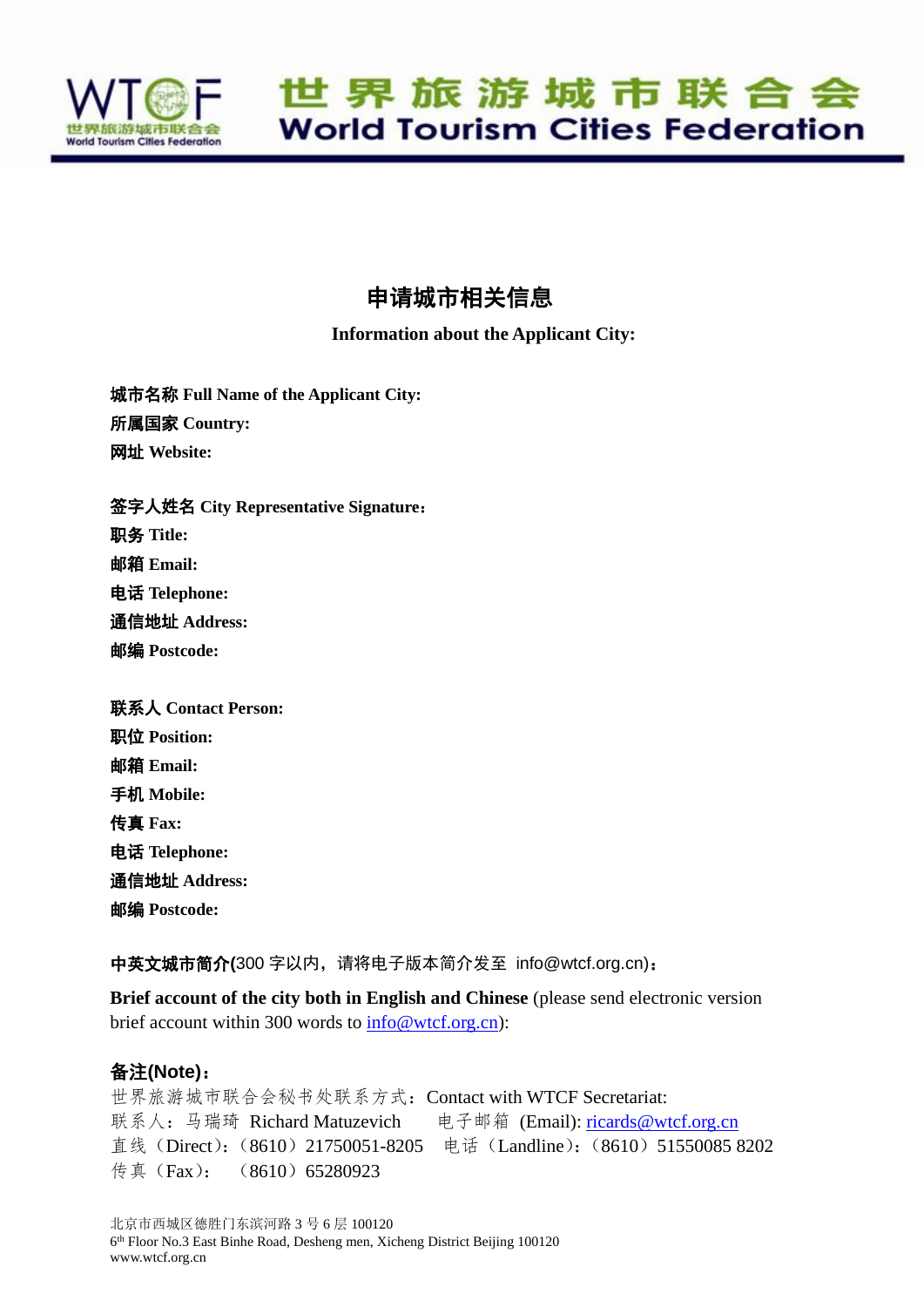# 申请城市相关信息

**Information about the Applicant City:**

**城市名称 Full Name of the Applicant City:**
**所属国家 Country:**
**网址 Website:**

**签字人姓名 City Representative Signature：**
**职务 Title:**
**邮箱 Email:**
**电话 Telephone:**
**通信地址 Address:**
**邮编 Postcode:**

**联系人 Contact Person:**
**职位 Position:**
**邮箱 Email:**
**手机 Mobile:**
**传真 Fax:**
**电话 Telephone:**
**通信地址 Address:**
**邮编 Postcode:**

**中英文城市简介(**300 字以内，请将电子版本简介发至 info@wtcf.org.cn)**：**

**Brief account of the city both in English and Chinese** (please send electronic version brief account within 300 words to info@wtcf.org.cn):

**备注(Note)：**
世界旅游城市联合会秘书处联系方式：Contact with WTCF Secretariat:
联系人：马瑞琦 Richard Matuzevich　　电子邮箱 (Email): ricards@wtcf.org.cn
直线（Direct）：（8610）21750051-8205　电话（Landline）：（8610）51550085 8202
传真（Fax）：　（8610）65280923

北京市西城区德胜门东滨河路 3 号 6 层 100120
6th Floor No.3 East Binhe Road, Desheng men, Xicheng District Beijing 100120
www.wtcf.org.cn